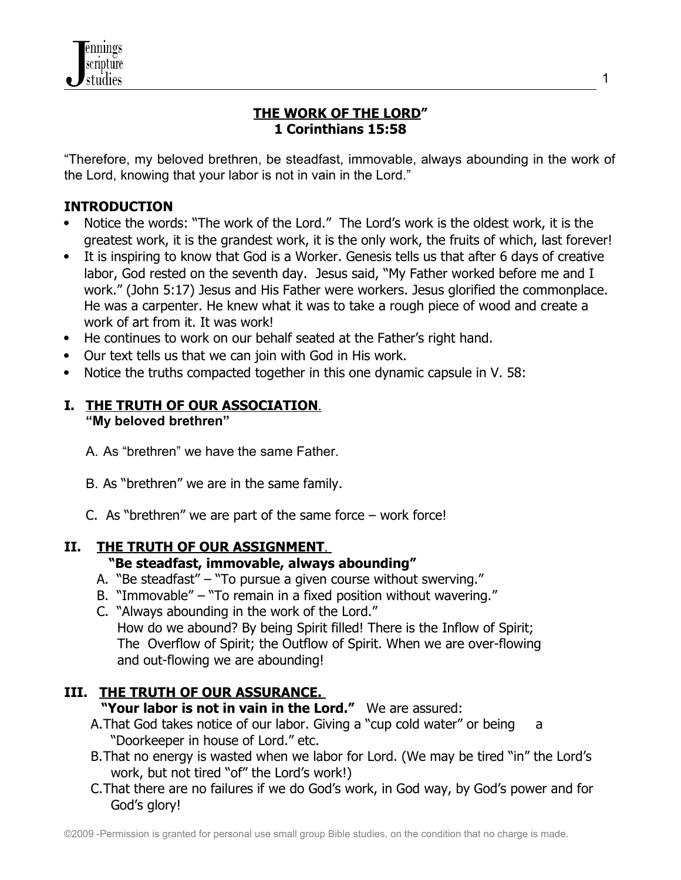# THE WORK OF THE LORD"
## 1 Corinthians 15:58

"Therefore, my beloved brethren, be steadfast, immovable, always abounding in the work of the Lord, knowing that your labor is not in vain in the Lord."

## INTRODUCTION

- Notice the words: "The work of the Lord." The Lord's work is the oldest work, it is the greatest work, it is the grandest work, it is the only work, the fruits of which, last forever!
- It is inspiring to know that God is a Worker. Genesis tells us that after 6 days of creative labor, God rested on the seventh day. Jesus said, "My Father worked before me and I work." (John 5:17) Jesus and His Father were workers. Jesus glorified the commonplace. He was a carpenter. He knew what it was to take a rough piece of wood and create a work of art from it. It was work!
- He continues to work on our behalf seated at the Father's right hand.
- Our text tells us that we can join with God in His work.
- Notice the truths compacted together in this one dynamic capsule in V. 58:

## I. THE TRUTH OF OUR ASSOCIATION.

**"My beloved brethren"**

A. As "brethren" we have the same Father.

B. As "brethren" we are in the same family.

C. As "brethren" we are part of the same force – work force!

## II. THE TRUTH OF OUR ASSIGNMENT.

**"Be steadfast, immovable, always abounding"**

A. "Be steadfast" – "To pursue a given course without swerving."
B. "Immovable" – "To remain in a fixed position without wavering."
C. "Always abounding in the work of the Lord."
How do we abound? By being Spirit filled! There is the Inflow of Spirit; The Overflow of Spirit; the Outflow of Spirit. When we are over-flowing and out-flowing we are abounding!

## III. THE TRUTH OF OUR ASSURANCE.

**"Your labor is not in vain in the Lord."** We are assured:

A. That God takes notice of our labor. Giving a "cup cold water" or being a "Doorkeeper in house of Lord." etc.
B. That no energy is wasted when we labor for Lord. (We may be tired "in" the Lord's work, but not tired "of" the Lord's work!)
C. That there are no failures if we do God's work, in God way, by God's power and for God's glory!

©2009 -Permission is granted for personal use small group Bible studies, on the condition that no charge is made.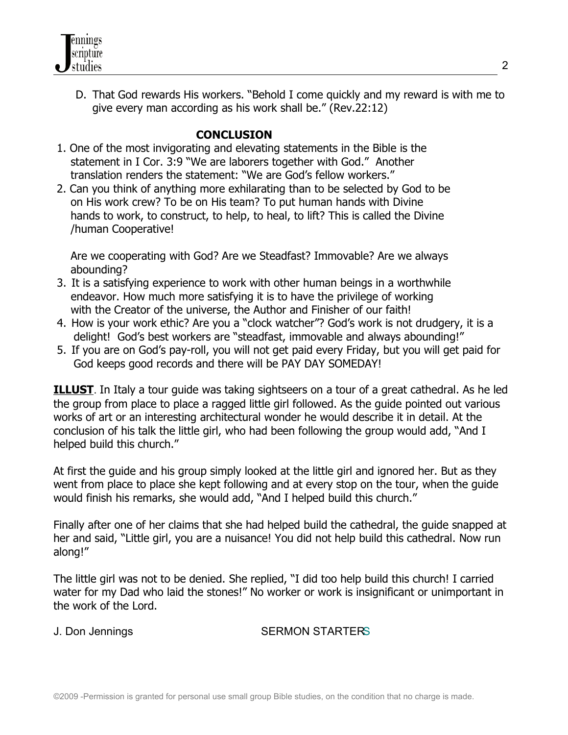D. That God rewards His workers. "Behold I come quickly and my reward is with me to give every man according as his work shall be." (Rev.22:12)

## CONCLUSION

1. One of the most invigorating and elevating statements in the Bible is the statement in I Cor. 3:9 "We are laborers together with God." Another translation renders the statement: "We are God's fellow workers."
2. Can you think of anything more exhilarating than to be selected by God to be on His work crew? To be on His team? To put human hands with Divine hands to work, to construct, to help, to heal, to lift? This is called the Divine /human Cooperative!

   Are we cooperating with God? Are we Steadfast? Immovable? Are we always abounding?
3. It is a satisfying experience to work with other human beings in a worthwhile endeavor. How much more satisfying it is to have the privilege of working with the Creator of the universe, the Author and Finisher of our faith!
4. How is your work ethic? Are you a "clock watcher"? God's work is not drudgery, it is a delight! God's best workers are "steadfast, immovable and always abounding!"
5. If you are on God's pay-roll, you will not get paid every Friday, but you will get paid for God keeps good records and there will be PAY DAY SOMEDAY!

**ILLUST**. In Italy a tour guide was taking sightseers on a tour of a great cathedral. As he led the group from place to place a ragged little girl followed. As the guide pointed out various works of art or an interesting architectural wonder he would describe it in detail. At the conclusion of his talk the little girl, who had been following the group would add, "And I helped build this church."

At first the guide and his group simply looked at the little girl and ignored her. But as they went from place to place she kept following and at every stop on the tour, when the guide would finish his remarks, she would add, "And I helped build this church."

Finally after one of her claims that she had helped build the cathedral, the guide snapped at her and said, "Little girl, you are a nuisance! You did not help build this cathedral. Now run along!"

The little girl was not to be denied. She replied, "I did too help build this church! I carried water for my Dad who laid the stones!" No worker or work is insignificant or unimportant in the work of the Lord.

J. Don Jennings SERMON STARTERS

©2009 -Permission is granted for personal use small group Bible studies, on the condition that no charge is made.